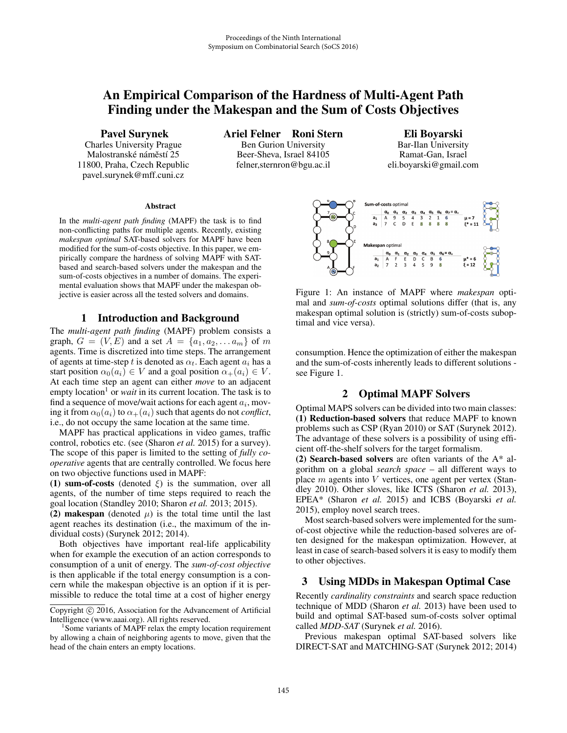# An Empirical Comparison of the Hardness of Multi-Agent Path Finding under the Makespan and the Sum of Costs Objectives

**Pavel Surynek**
Charles University Prague
Malostranské náměstí 25
11800, Praha, Czech Republic
pavel.surynek@mff.cuni.cz

**Ariel Felner Roni Stern**
Ben Gurion University
Beer-Sheva, Israel 84105
felner,sternron@bgu.ac.il

**Eli Boyarski**
Bar-Ilan University
Ramat-Gan, Israel
eli.boyarski@gmail.com

### Abstract

In the *multi-agent path finding* (MAPF) the task is to find non-conflicting paths for multiple agents. Recently, existing *makespan optimal* SAT-based solvers for MAPF have been modified for the sum-of-costs objective. In this paper, we empirically compare the hardness of solving MAPF with SAT-based and search-based solvers under the makespan and the sum-of-costs objectives in a number of domains. The experimental evaluation shows that MAPF under the makespan objective is easier across all the tested solvers and domains.

## 1 Introduction and Background

The *multi-agent path finding* (MAPF) problem consists a graph, $G = (V, E)$ and a set $A = \{a_1, a_2, \ldots a_m\}$ of $m$ agents. Time is discretized into time steps. The arrangement of agents at time-step $t$ is denoted as $\alpha_t$. Each agent $a_i$ has a start position $\alpha_0(a_i) \in V$ and a goal position $\alpha_+(a_i) \in V$. At each time step an agent can either *move* to an adjacent empty location[1] or *wait* in its current location. The task is to find a sequence of move/wait actions for each agent $a_i$, moving it from $\alpha_0(a_i)$ to $\alpha_+(a_i)$ such that agents do not *conflict*, i.e., do not occupy the same location at the same time.

MAPF has practical applications in video games, traffic control, robotics etc. (see (Sharon *et al.* 2015) for a survey). The scope of this paper is limited to the setting of *fully cooperative* agents that are centrally controlled. We focus here on two objective functions used in MAPF:

**(1) sum-of-costs** (denoted $\xi$) is the summation, over all agents, of the number of time steps required to reach the goal location (Standley 2010; Sharon *et al.* 2013; 2015).

**(2) makespan** (denoted $\mu$) is the total time until the last agent reaches its destination (i.e., the maximum of the individual costs) (Surynek 2012; 2014).

Both objectives have important real-life applicability when for example the execution of an action corresponds to consumption of a unit of energy. The *sum-of-cost objective* is then applicable if the total energy consumption is a concern while the makespan objective is an option if it is permissible to reduce the total time at a cost of higher energy consumption. Hence the optimization of either the makespan and the sum-of-costs inherently leads to different solutions - see Figure 1.

Figure 1: An instance of MAPF where *makespan* optimal and *sum-of-costs* optimal solutions differ (that is, any makespan optimal solution is (strictly) sum-of-costs suboptimal and vice versa).

## 2 Optimal MAPF Solvers

Optimal MAPS solvers can be divided into two main classes:

**(1) Reduction-based solvers** that reduce MAPF to known problems such as CSP (Ryan 2010) or SAT (Surynek 2012). The advantage of these solvers is a possibility of using efficient off-the-shelf solvers for the target formalism.

**(2) Search-based solvers** are often variants of the A* algorithm on a global *search space* – all different ways to place $m$ agents into $V$ vertices, one agent per vertex (Standley 2010). Other sloves, like ICTS (Sharon *et al.* 2013), EPEA* (Sharon *et al.* 2015) and ICBS (Boyarski *et al.* 2015), employ novel search trees.

Most search-based solvers were implemented for the sum-of-cost objective while the reduction-based solveres are often designed for the makespan optimization. However, at least in case of search-based solvers it is easy to modify them to other objectives.

## 3 Using MDDs in Makespan Optimal Case

Recently *cardinality constraints* and search space reduction technique of MDD (Sharon *et al.* 2013) have been used to build and optimal SAT-based sum-of-costs solver optimal called *MDD-SAT* (Surynek *et al.* 2016).

Previous makespan optimal SAT-based solvers like DIRECT-SAT and MATCHING-SAT (Surynek 2012; 2014)

---

Copyright © 2016, Association for the Advancement of Artificial Intelligence (www.aaai.org). All rights reserved.

[1] Some variants of MAPF relax the empty location requirement by allowing a chain of neighboring agents to move, given that the head of the chain enters an empty locations.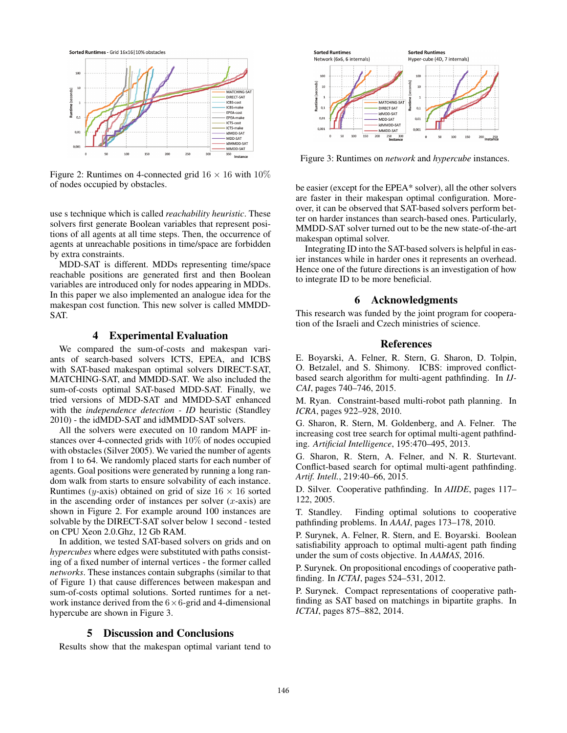Sorted Runtimes - Grid 16x16|10% obstacles

Runtime (seconds)

100
10
1
0,1
0,01
0,001

0 50 100 150 200 250 300 350

Instance

MATCHING-SAT
DIRECT-SAT
ICBS-cost
ICBS-make
EPEA-cost
EPEA-make
ICTS-cost
ICTS-make
idMDD-SAT
MDD-SAT
idMMDD-SAT
MMDD-SAT

Figure 2: Runtimes on 4-connected grid $16 \times 16$ with 10% of nodes occupied by obstacles.

use s technique which is called *reachability heuristic*. These solvers first generate Boolean variables that represent positions of all agents at all time steps. Then, the occurrence of agents at unreachable positions in time/space are forbidden by extra constraints.

MDD-SAT is different. MDDs representing time/space reachable positions are generated first and then Boolean variables are introduced only for nodes appearing in MDDs. In this paper we also implemented an analogue idea for the makespan cost function. This new solver is called MMDD-SAT.

## 4 Experimental Evaluation

We compared the sum-of-costs and makespan variants of search-based solvers ICTS, EPEA, and ICBS with SAT-based makespan optimal solvers DIRECT-SAT, MATCHING-SAT, and MMDD-SAT. We also included the sum-of-costs optimal SAT-based MDD-SAT. Finally, we tried enhanced versions of MDD-SAT and MMDD-SAT enhanced with the *independence detection* - *ID* heuristic (Standley 2010) - the idMDD-SAT and idMMDD-SAT solvers.

All the solvers were executed on 10 random MAPF instances over 4-connected grids with 10% of nodes occupied with obstacles (Silver 2005). We varied the number of agents from 1 to 64. We randomly placed starts for each number of agents. Goal positions were generated by running a long random walk from starts to ensure solvability of each instance. Runtimes ($y$-axis) obtained on grid of size $16 \times 16$ sorted in the ascending order of instances per solver ($x$-axis) are shown in Figure 2. For example around 100 instances are solvable by the DIRECT-SAT solver below 1 second - tested on CPU Xeon 2.0.Ghz, 12 Gb RAM.

In addition, we tested SAT-based solvers on grids and on *hypercubes* where edges were substituted with paths consisting of a fixed number of internal vertices - the former called *networks*. These instances contain subgraphs (similar to that of Figure 1) that cause differences between makespan and sum-of-costs optimal solutions. Sorted runtimes for a network instance derived from the $6 \times 6$-grid and 4-dimensional hypercube are shown in Figure 3.

## 5 Discussion and Conclusions

Results show that the makespan optimal variant tend to

Sorted Runtimes
Network (6x6, 6 internals)

Sorted Runtimes
Hyper-cube (4D, 7 internals)

Runtime (seconds)

100
10
1
0,1
0,01
0,001

0 50 100 150 200 250 300
Instance

0 50 100 150 200 250
Instance

MATCHING-SAT
DIRECT-SAT
idMDD-SAT
MDD-SAT
idMMDD-SAT
MMDD-SAT

Figure 3: Runtimes on *network* and *hypercube* instances.

be easier (except for the EPEA* solver), all the other solvers are faster in their makespan optimal configuration. Moreover, it can be observed that SAT-based solvers perform better on harder instances than search-based ones. Particularly, MMDD-SAT solver turned out to be the new state-of-the-art makespan optimal solver.

Integrating ID into the SAT-based solvers is helpful in easier instances while in harder ones it represents an overhead. Hence one of the future directions is an investigation of how to integrate ID to be more beneficial.

## 6 Acknowledgments

This research was funded by the joint program for cooperation of the Israeli and Czech ministries of science.

## References

E. Boyarski, A. Felner, R. Stern, G. Sharon, D. Tolpin, O. Betzalel, and S. Shimony. ICBS: improved conflict-based search algorithm for multi-agent pathfinding. In *IJCAI*, pages 740–746, 2015.

M. Ryan. Constraint-based multi-robot path planning. In *ICRA*, pages 922–928, 2010.

G. Sharon, R. Stern, M. Goldenberg, and A. Felner. The increasing cost tree search for optimal multi-agent pathfinding. *Artificial Intelligence*, 195:470–495, 2013.

G. Sharon, R. Stern, A. Felner, and N. R. Sturtevant. Conflict-based search for optimal multi-agent pathfinding. *Artif. Intell.*, 219:40–66, 2015.

D. Silver. Cooperative pathfinding. In *AIIDE*, pages 117–122, 2005.

T. Standley. Finding optimal solutions to cooperative pathfinding problems. In *AAAI*, pages 173–178, 2010.

P. Surynek, A. Felner, R. Stern, and E. Boyarski. Boolean satisfiability approach to optimal multi-agent path finding under the sum of costs objective. In *AAMAS*, 2016.

P. Surynek. On propositional encodings of cooperative pathfinding. In *ICTAI*, pages 524–531, 2012.

P. Surynek. Compact representations of cooperative pathfinding as SAT based on matchings in bipartite graphs. In *ICTAI*, pages 875–882, 2014.